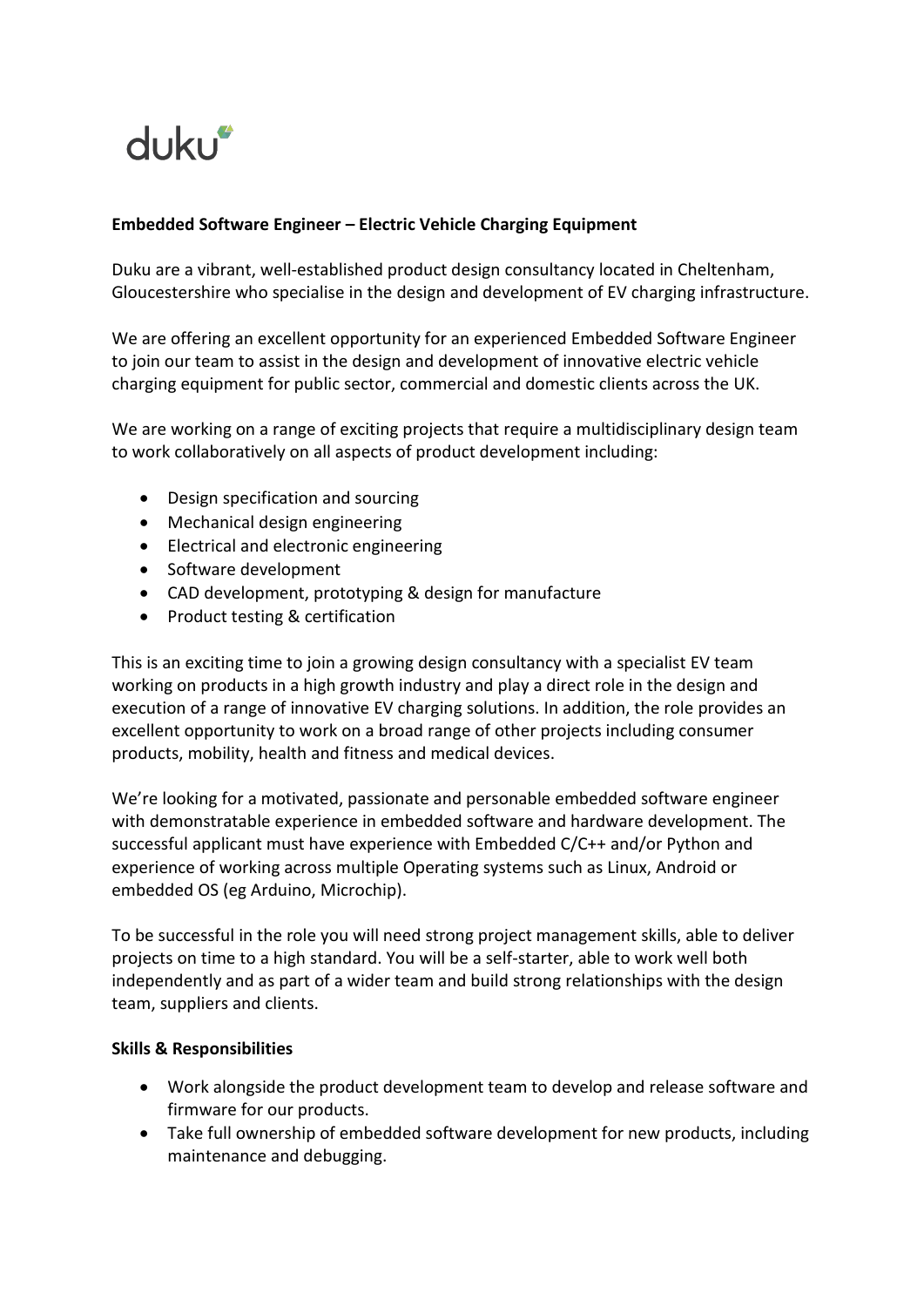duku

**Embedded Software Engineer – Electric Vehicle Charging Equipment**

Duku are a vibrant, well-established product design consultancy located in Cheltenham, Gloucestershire who specialise in the design and development of EV charging infrastructure.

We are offering an excellent opportunity for an experienced Embedded Software Engineer to join our team to assist in the design and development of innovative electric vehicle charging equipment for public sector, commercial and domestic clients across the UK.

We are working on a range of exciting projects that require a multidisciplinary design team to work collaboratively on all aspects of product development including:

- Design specification and sourcing
- Mechanical design engineering
- Electrical and electronic engineering
- Software development
- CAD development, prototyping & design for manufacture
- Product testing & certification

This is an exciting time to join a growing design consultancy with a specialist EV team working on products in a high growth industry and play a direct role in the design and execution of a range of innovative EV charging solutions. In addition, the role provides an excellent opportunity to work on a broad range of other projects including consumer products, mobility, health and fitness and medical devices.

We're looking for a motivated, passionate and personable embedded software engineer with demonstratable experience in embedded software and hardware development. The successful applicant must have experience with Embedded C/C++ and/or Python and experience of working across multiple Operating systems such as Linux, Android or embedded OS (eg Arduino, Microchip).

To be successful in the role you will need strong project management skills, able to deliver projects on time to a high standard. You will be a self-starter, able to work well both independently and as part of a wider team and build strong relationships with the design team, suppliers and clients.

**Skills & Responsibilities**

- Work alongside the product development team to develop and release software and firmware for our products.
- Take full ownership of embedded software development for new products, including maintenance and debugging.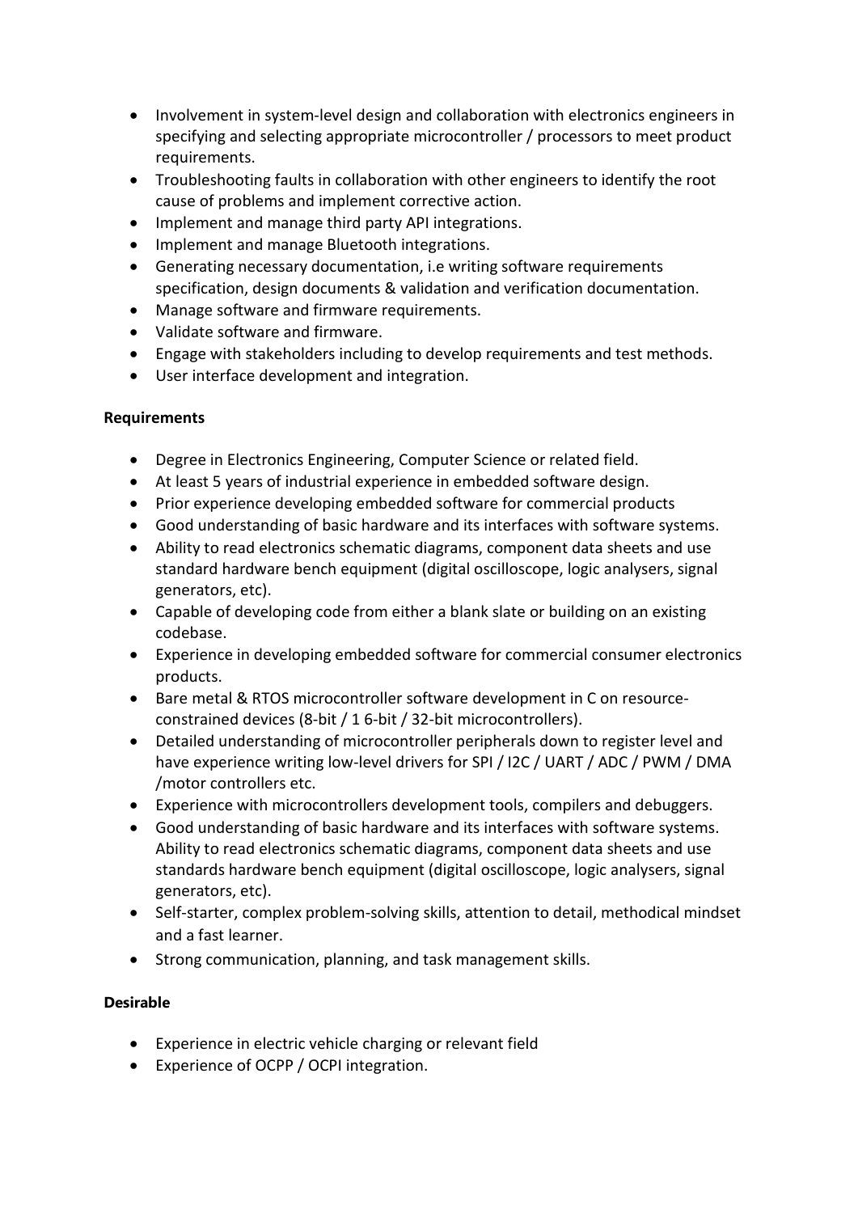- Involvement in system-level design and collaboration with electronics engineers in specifying and selecting appropriate microcontroller / processors to meet product requirements.
- Troubleshooting faults in collaboration with other engineers to identify the root cause of problems and implement corrective action.
- Implement and manage third party API integrations.
- Implement and manage Bluetooth integrations.
- Generating necessary documentation, i.e writing software requirements specification, design documents & validation and verification documentation.
- Manage software and firmware requirements.
- Validate software and firmware.
- Engage with stakeholders including to develop requirements and test methods.
- User interface development and integration.

**Requirements**

- Degree in Electronics Engineering, Computer Science or related field.
- At least 5 years of industrial experience in embedded software design.
- Prior experience developing embedded software for commercial products
- Good understanding of basic hardware and its interfaces with software systems.
- Ability to read electronics schematic diagrams, component data sheets and use standard hardware bench equipment (digital oscilloscope, logic analysers, signal generators, etc).
- Capable of developing code from either a blank slate or building on an existing codebase.
- Experience in developing embedded software for commercial consumer electronics products.
- Bare metal & RTOS microcontroller software development in C on resource-constrained devices (8-bit / 1 6-bit / 32-bit microcontrollers).
- Detailed understanding of microcontroller peripherals down to register level and have experience writing low-level drivers for SPI / I2C / UART / ADC / PWM / DMA /motor controllers etc.
- Experience with microcontrollers development tools, compilers and debuggers.
- Good understanding of basic hardware and its interfaces with software systems. Ability to read electronics schematic diagrams, component data sheets and use standards hardware bench equipment (digital oscilloscope, logic analysers, signal generators, etc).
- Self-starter, complex problem-solving skills, attention to detail, methodical mindset and a fast learner.
- Strong communication, planning, and task management skills.

**Desirable**

- Experience in electric vehicle charging or relevant field
- Experience of OCPP / OCPI integration.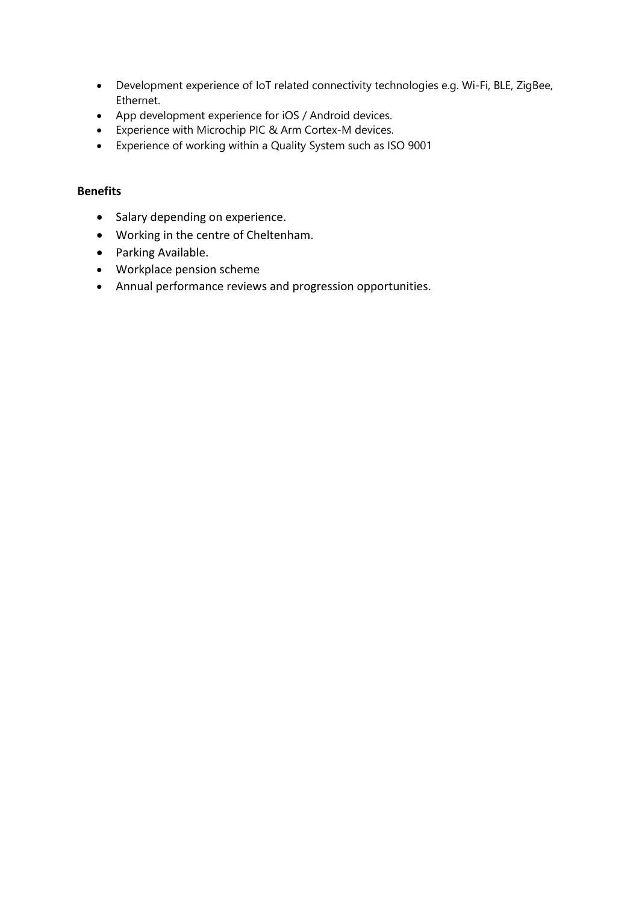- Development experience of IoT related connectivity technologies e.g. Wi-Fi, BLE, ZigBee, Ethernet.
- App development experience for iOS / Android devices.
- Experience with Microchip PIC & Arm Cortex-M devices.
- Experience of working within a Quality System such as ISO 9001

**Benefits**

- Salary depending on experience.
- Working in the centre of Cheltenham.
- Parking Available.
- Workplace pension scheme
- Annual performance reviews and progression opportunities.